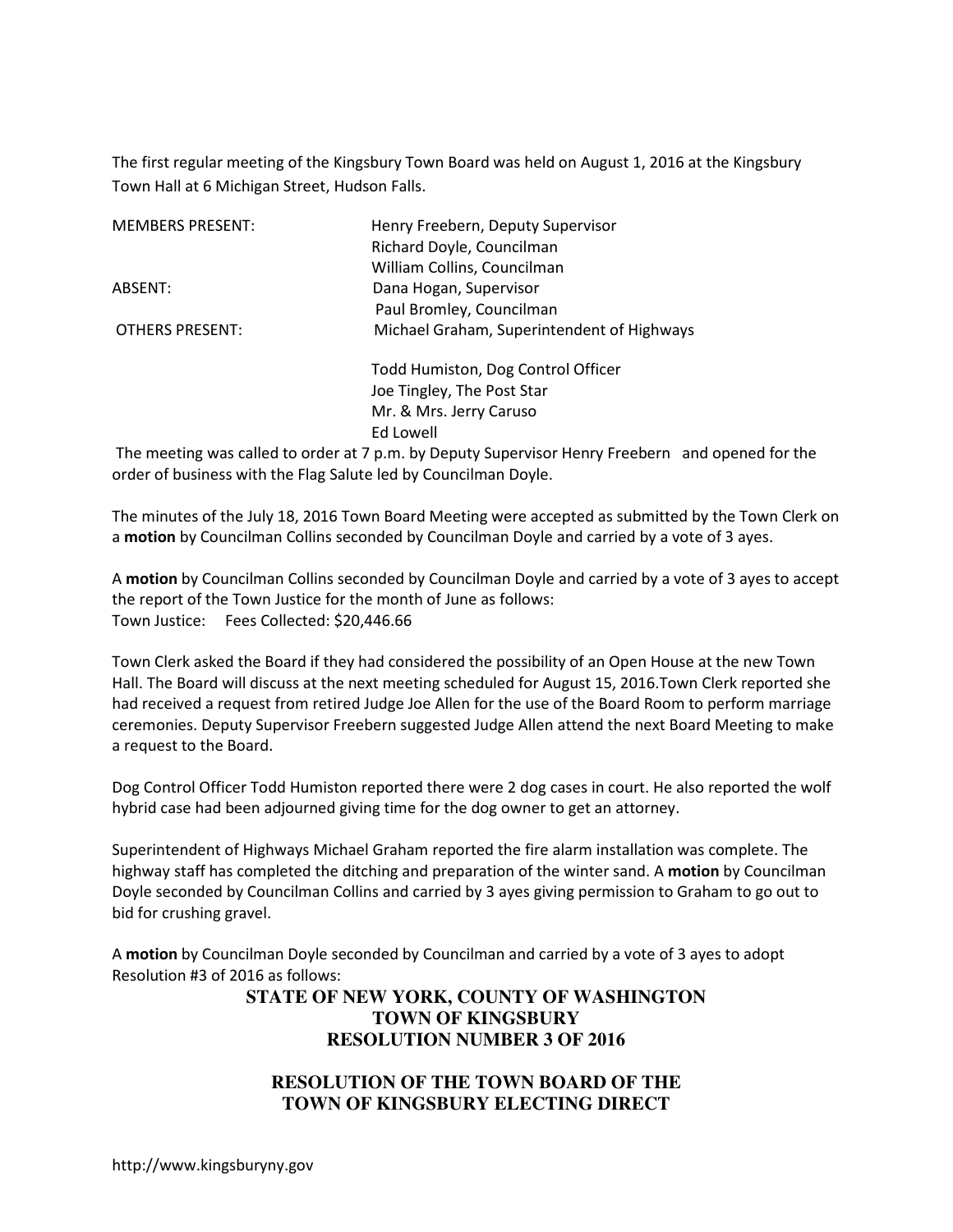The first regular meeting of the Kingsbury Town Board was held on August 1, 2016 at the Kingsbury Town Hall at 6 Michigan Street, Hudson Falls.

| | |
|---|---|
| MEMBERS PRESENT: | Henry Freebern, Deputy Supervisor |
| | Richard Doyle, Councilman |
| | William Collins, Councilman |
| ABSENT: | Dana Hogan, Supervisor |
| | Paul Bromley, Councilman |
| OTHERS PRESENT: | Michael Graham, Superintendent of Highways |
| | Todd Humiston, Dog Control Officer |
| | Joe Tingley, The Post Star |
| | Mr. & Mrs. Jerry Caruso |
| | Ed Lowell |

The meeting was called to order at 7 p.m. by Deputy Supervisor Henry Freebern and opened for the order of business with the Flag Salute led by Councilman Doyle.

The minutes of the July 18, 2016 Town Board Meeting were accepted as submitted by the Town Clerk on a **motion** by Councilman Collins seconded by Councilman Doyle and carried by a vote of 3 ayes.

A **motion** by Councilman Collins seconded by Councilman Doyle and carried by a vote of 3 ayes to accept the report of the Town Justice for the month of June as follows:
Town Justice: Fees Collected: $20,446.66

Town Clerk asked the Board if they had considered the possibility of an Open House at the new Town Hall. The Board will discuss at the next meeting scheduled for August 15, 2016.Town Clerk reported she had received a request from retired Judge Joe Allen for the use of the Board Room to perform marriage ceremonies. Deputy Supervisor Freebern suggested Judge Allen attend the next Board Meeting to make a request to the Board.

Dog Control Officer Todd Humiston reported there were 2 dog cases in court. He also reported the wolf hybrid case had been adjourned giving time for the dog owner to get an attorney.

Superintendent of Highways Michael Graham reported the fire alarm installation was complete. The highway staff has completed the ditching and preparation of the winter sand. A **motion** by Councilman Doyle seconded by Councilman Collins and carried by 3 ayes giving permission to Graham to go out to bid for crushing gravel.

A **motion** by Councilman Doyle seconded by Councilman and carried by a vote of 3 ayes to adopt Resolution #3 of 2016 as follows:

**STATE OF NEW YORK, COUNTY OF WASHINGTON**
**TOWN OF KINGSBURY**
**RESOLUTION NUMBER 3 OF 2016**

**RESOLUTION OF THE TOWN BOARD OF THE TOWN OF KINGSBURY ELECTING DIRECT**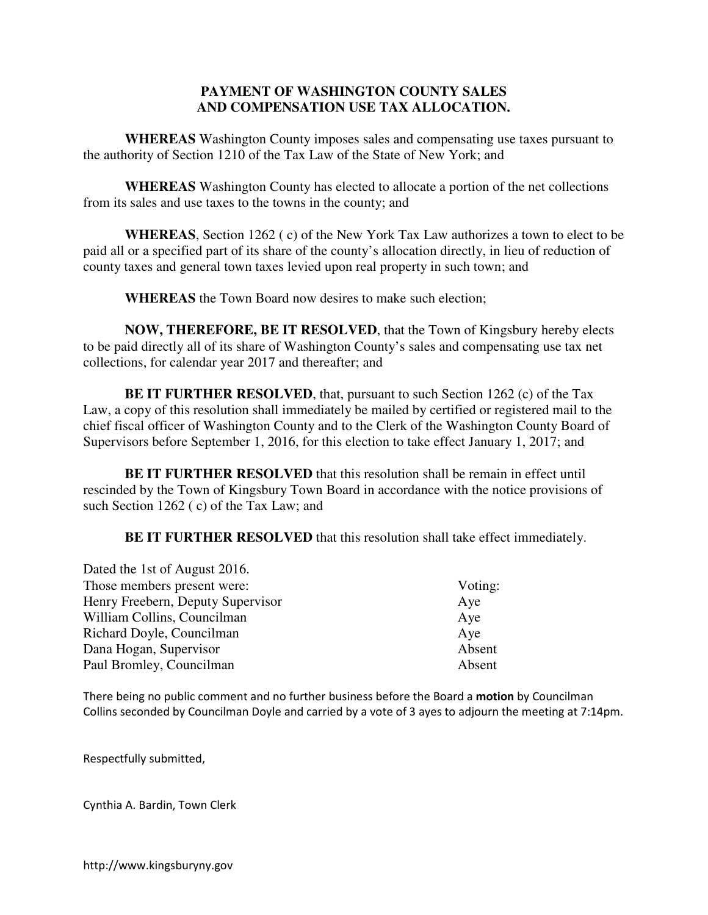## PAYMENT OF WASHINGTON COUNTY SALES AND COMPENSATION USE TAX ALLOCATION.

**WHEREAS** Washington County imposes sales and compensating use taxes pursuant to the authority of Section 1210 of the Tax Law of the State of New York; and

**WHEREAS** Washington County has elected to allocate a portion of the net collections from its sales and use taxes to the towns in the county; and

**WHEREAS**, Section 1262 ( c) of the New York Tax Law authorizes a town to elect to be paid all or a specified part of its share of the county's allocation directly, in lieu of reduction of county taxes and general town taxes levied upon real property in such town; and

**WHEREAS** the Town Board now desires to make such election;

**NOW, THEREFORE, BE IT RESOLVED**, that the Town of Kingsbury hereby elects to be paid directly all of its share of Washington County's sales and compensating use tax net collections, for calendar year 2017 and thereafter; and

**BE IT FURTHER RESOLVED**, that, pursuant to such Section 1262 (c) of the Tax Law, a copy of this resolution shall immediately be mailed by certified or registered mail to the chief fiscal officer of Washington County and to the Clerk of the Washington County Board of Supervisors before September 1, 2016, for this election to take effect January 1, 2017; and

**BE IT FURTHER RESOLVED** that this resolution shall be remain in effect until rescinded by the Town of Kingsbury Town Board in accordance with the notice provisions of such Section 1262 ( c) of the Tax Law; and

**BE IT FURTHER RESOLVED** that this resolution shall take effect immediately.

Dated the 1st of August 2016.

| Those members present were: | Voting: |
|---|---|
| Henry Freebern, Deputy Supervisor | Aye |
| William Collins, Councilman | Aye |
| Richard Doyle, Councilman | Aye |
| Dana Hogan, Supervisor | Absent |
| Paul Bromley, Councilman | Absent |

There being no public comment and no further business before the Board a **motion** by Councilman Collins seconded by Councilman Doyle and carried by a vote of 3 ayes to adjourn the meeting at 7:14pm.

Respectfully submitted,

Cynthia A. Bardin, Town Clerk

http://www.kingsburyny.gov